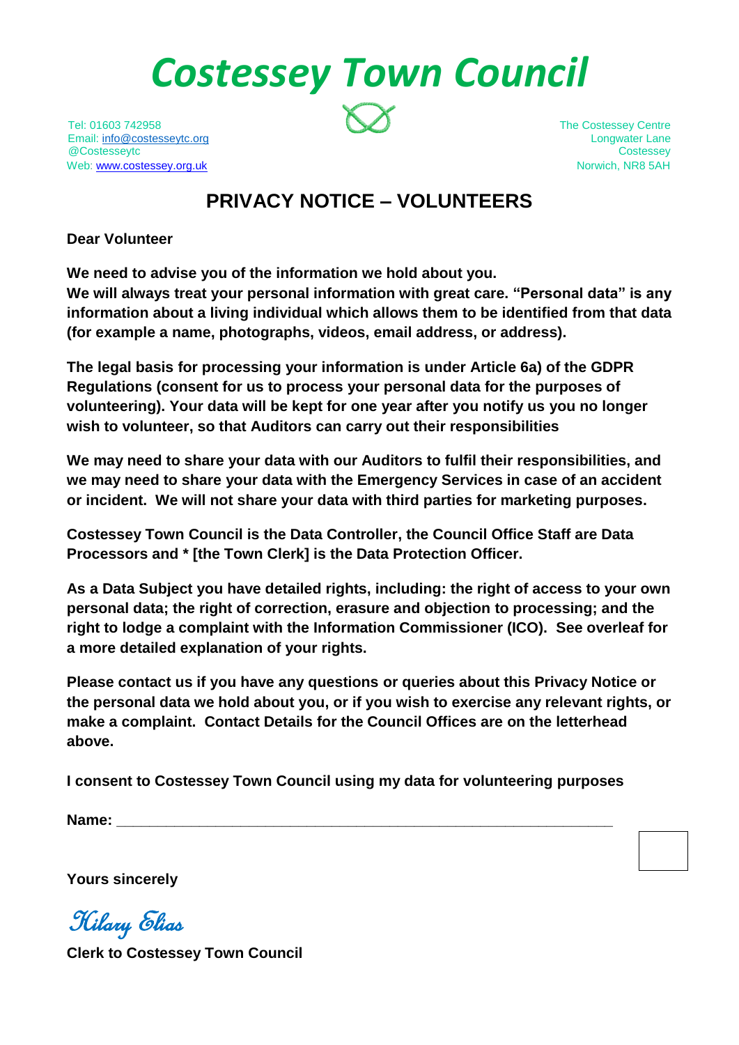# Costessey Town Council

Tel: 01603 742958
Email: info@costesseytc.org
@Costesseytc
Web: www.costessey.org.uk

The Costessey Centre
Longwater Lane
Costessey
Norwich, NR8 5AH

## PRIVACY NOTICE – VOLUNTEERS

**Dear Volunteer**

**We need to advise you of the information we hold about you.**
**We will always treat your personal information with great care. "Personal data" is any information about a living individual which allows them to be identified from that data (for example a name, photographs, videos, email address, or address).**

**The legal basis for processing your information is under Article 6a) of the GDPR Regulations (consent for us to process your personal data for the purposes of volunteering). Your data will be kept for one year after you notify us you no longer wish to volunteer, so that Auditors can carry out their responsibilities**

**We may need to share your data with our Auditors to fulfil their responsibilities, and we may need to share your data with the Emergency Services in case of an accident or incident. We will not share your data with third parties for marketing purposes.**

**Costessey Town Council is the Data Controller, the Council Office Staff are Data Processors and * [the Town Clerk] is the Data Protection Officer.**

**As a Data Subject you have detailed rights, including: the right of access to your own personal data; the right of correction, erasure and objection to processing; and the right to lodge a complaint with the Information Commissioner (ICO). See overleaf for a more detailed explanation of your rights.**

**Please contact us if you have any questions or queries about this Privacy Notice or the personal data we hold about you, or if you wish to exercise any relevant rights, or make a complaint. Contact Details for the Council Offices are on the letterhead above.**

**I consent to Costessey Town Council using my data for volunteering purposes**

**Name:** ____________________________________________________________

☐

**Yours sincerely**

*Hilary Elias*

**Clerk to Costessey Town Council**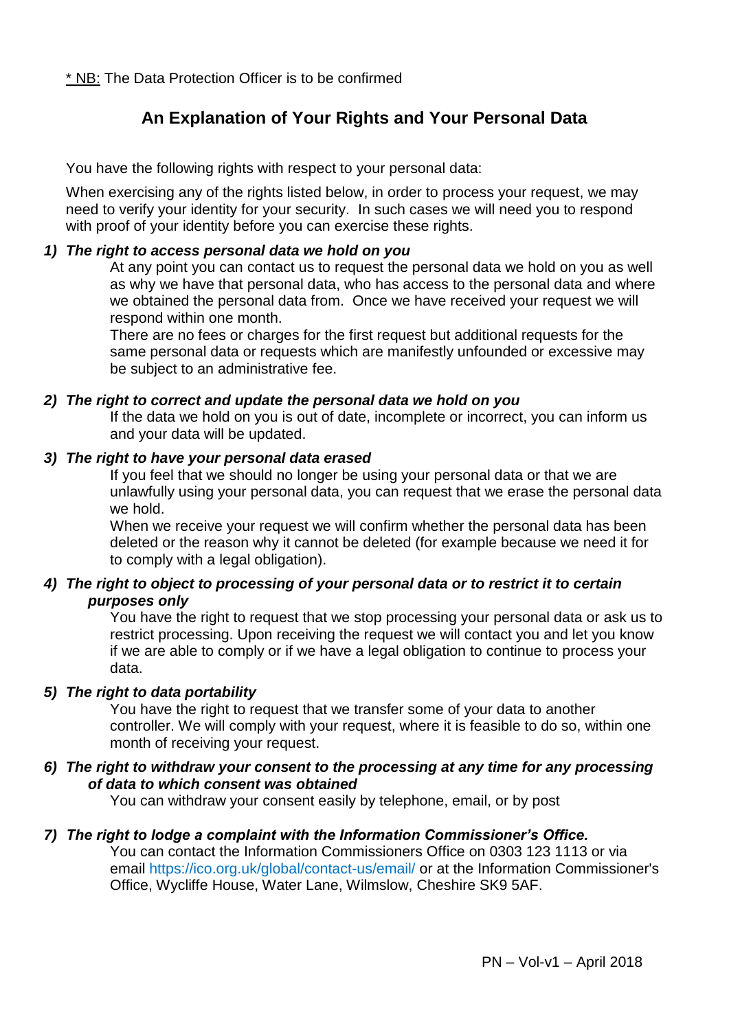<u>* NB:</u> The Data Protection Officer is to be confirmed

## An Explanation of Your Rights and Your Personal Data

You have the following rights with respect to your personal data:

When exercising any of the rights listed below, in order to process your request, we may need to verify your identity for your security. In such cases we will need you to respond with proof of your identity before you can exercise these rights.

1) ***The right to access personal data we hold on you***

   At any point you can contact us to request the personal data we hold on you as well as why we have that personal data, who has access to the personal data and where we obtained the personal data from. Once we have received your request we will respond within one month.

   There are no fees or charges for the first request but additional requests for the same personal data or requests which are manifestly unfounded or excessive may be subject to an administrative fee.

2) ***The right to correct and update the personal data we hold on you***

   If the data we hold on you is out of date, incomplete or incorrect, you can inform us and your data will be updated.

3) ***The right to have your personal data erased***

   If you feel that we should no longer be using your personal data or that we are unlawfully using your personal data, you can request that we erase the personal data we hold.

   When we receive your request we will confirm whether the personal data has been deleted or the reason why it cannot be deleted (for example because we need it for to comply with a legal obligation).

4) ***The right to object to processing of your personal data or to restrict it to certain purposes only***

   You have the right to request that we stop processing your personal data or ask us to restrict processing. Upon receiving the request we will contact you and let you know if we are able to comply or if we have a legal obligation to continue to process your data.

5) ***The right to data portability***

   You have the right to request that we transfer some of your data to another controller. We will comply with your request, where it is feasible to do so, within one month of receiving your request.

6) ***The right to withdraw your consent to the processing at any time for any processing of data to which consent was obtained***

   You can withdraw your consent easily by telephone, email, or by post

7) ***The right to lodge a complaint with the Information Commissioner's Office.***

   You can contact the Information Commissioners Office on 0303 123 1113 or via email https://ico.org.uk/global/contact-us/email/ or at the Information Commissioner's Office, Wycliffe House, Water Lane, Wilmslow, Cheshire SK9 5AF.

PN – Vol-v1 – April 2018